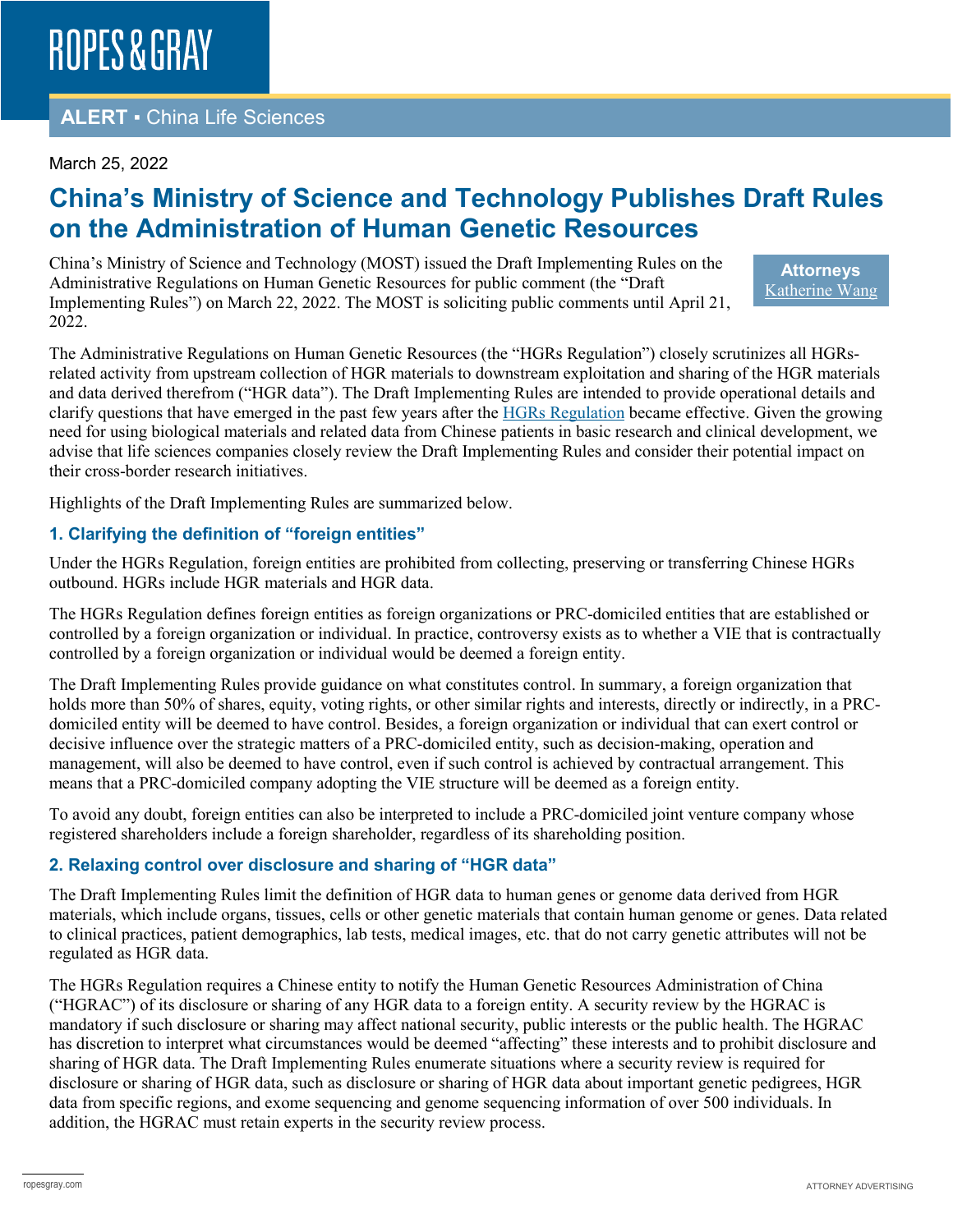ROPES & GRAY

**ALERT ▪** China Life Sciences

March 25, 2022

# China's Ministry of Science and Technology Publishes Draft Rules on the Administration of Human Genetic Resources

**Attorneys**
Katherine Wang

China's Ministry of Science and Technology (MOST) issued the Draft Implementing Rules on the Administrative Regulations on Human Genetic Resources for public comment (the "Draft Implementing Rules") on March 22, 2022. The MOST is soliciting public comments until April 21, 2022.

The Administrative Regulations on Human Genetic Resources (the "HGRs Regulation") closely scrutinizes all HGRs-related activity from upstream collection of HGR materials to downstream exploitation and sharing of the HGR materials and data derived therefrom ("HGR data"). The Draft Implementing Rules are intended to provide operational details and clarify questions that have emerged in the past few years after the HGRs Regulation became effective. Given the growing need for using biological materials and related data from Chinese patients in basic research and clinical development, we advise that life sciences companies closely review the Draft Implementing Rules and consider their potential impact on their cross-border research initiatives.

Highlights of the Draft Implementing Rules are summarized below.

## 1. Clarifying the definition of "foreign entities"

Under the HGRs Regulation, foreign entities are prohibited from collecting, preserving or transferring Chinese HGRs outbound. HGRs include HGR materials and HGR data.

The HGRs Regulation defines foreign entities as foreign organizations or PRC-domiciled entities that are established or controlled by a foreign organization or individual. In practice, controversy exists as to whether a VIE that is contractually controlled by a foreign organization or individual would be deemed a foreign entity.

The Draft Implementing Rules provide guidance on what constitutes control. In summary, a foreign organization that holds more than 50% of shares, equity, voting rights, or other similar rights and interests, directly or indirectly, in a PRC-domiciled entity will be deemed to have control. Besides, a foreign organization or individual that can exert control or decisive influence over the strategic matters of a PRC-domiciled entity, such as decision-making, operation and management, will also be deemed to have control, even if such control is achieved by contractual arrangement. This means that a PRC-domiciled company adopting the VIE structure will be deemed as a foreign entity.

To avoid any doubt, foreign entities can also be interpreted to include a PRC-domiciled joint venture company whose registered shareholders include a foreign shareholder, regardless of its shareholding position.

## 2. Relaxing control over disclosure and sharing of "HGR data"

The Draft Implementing Rules limit the definition of HGR data to human genes or genome data derived from HGR materials, which include organs, tissues, cells or other genetic materials that contain human genome or genes. Data related to clinical practices, patient demographics, lab tests, medical images, etc. that do not carry genetic attributes will not be regulated as HGR data.

The HGRs Regulation requires a Chinese entity to notify the Human Genetic Resources Administration of China ("HGRAC") of its disclosure or sharing of any HGR data to a foreign entity. A security review by the HGRAC is mandatory if such disclosure or sharing may affect national security, public interests or the public health. The HGRAC has discretion to interpret what circumstances would be deemed "affecting" these interests and to prohibit disclosure and sharing of HGR data. The Draft Implementing Rules enumerate situations where a security review is required for disclosure or sharing of HGR data, such as disclosure or sharing of HGR data about important genetic pedigrees, HGR data from specific regions, and exome sequencing and genome sequencing information of over 500 individuals. In addition, the HGRAC must retain experts in the security review process.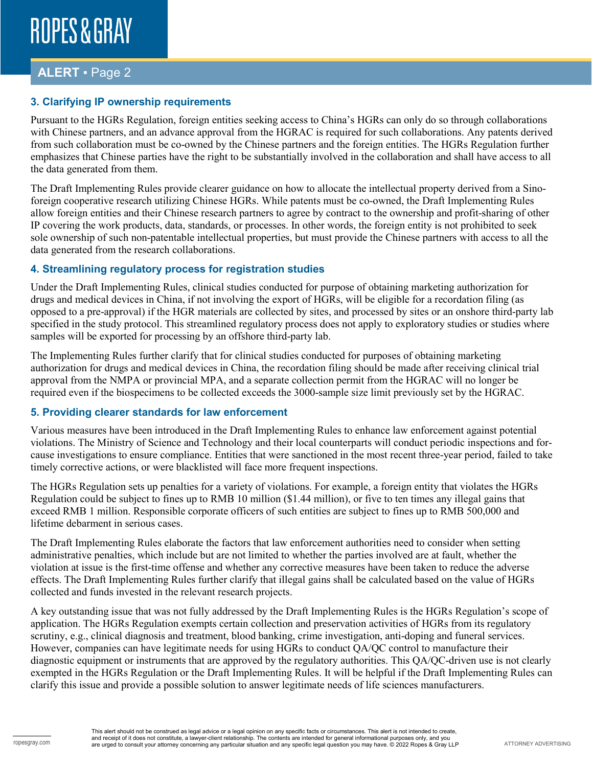### 3. Clarifying IP ownership requirements

Pursuant to the HGRs Regulation, foreign entities seeking access to China's HGRs can only do so through collaborations with Chinese partners, and an advance approval from the HGRAC is required for such collaborations. Any patents derived from such collaboration must be co-owned by the Chinese partners and the foreign entities. The HGRs Regulation further emphasizes that Chinese parties have the right to be substantially involved in the collaboration and shall have access to all the data generated from them.

The Draft Implementing Rules provide clearer guidance on how to allocate the intellectual property derived from a Sino-foreign cooperative research utilizing Chinese HGRs. While patents must be co-owned, the Draft Implementing Rules allow foreign entities and their Chinese research partners to agree by contract to the ownership and profit-sharing of other IP covering the work products, data, standards, or processes. In other words, the foreign entity is not prohibited to seek sole ownership of such non-patentable intellectual properties, but must provide the Chinese partners with access to all the data generated from the research collaborations.

### 4. Streamlining regulatory process for registration studies

Under the Draft Implementing Rules, clinical studies conducted for purpose of obtaining marketing authorization for drugs and medical devices in China, if not involving the export of HGRs, will be eligible for a recordation filing (as opposed to a pre-approval) if the HGR materials are collected by sites, and processed by sites or an onshore third-party lab specified in the study protocol. This streamlined regulatory process does not apply to exploratory studies or studies where samples will be exported for processing by an offshore third-party lab.

The Implementing Rules further clarify that for clinical studies conducted for purposes of obtaining marketing authorization for drugs and medical devices in China, the recordation filing should be made after receiving clinical trial approval from the NMPA or provincial MPA, and a separate collection permit from the HGRAC will no longer be required even if the biospecimens to be collected exceeds the 3000-sample size limit previously set by the HGRAC.

### 5. Providing clearer standards for law enforcement

Various measures have been introduced in the Draft Implementing Rules to enhance law enforcement against potential violations. The Ministry of Science and Technology and their local counterparts will conduct periodic inspections and for-cause investigations to ensure compliance. Entities that were sanctioned in the most recent three-year period, failed to take timely corrective actions, or were blacklisted will face more frequent inspections.

The HGRs Regulation sets up penalties for a variety of violations. For example, a foreign entity that violates the HGRs Regulation could be subject to fines up to RMB 10 million ($1.44 million), or five to ten times any illegal gains that exceed RMB 1 million. Responsible corporate officers of such entities are subject to fines up to RMB 500,000 and lifetime debarment in serious cases.

The Draft Implementing Rules elaborate the factors that law enforcement authorities need to consider when setting administrative penalties, which include but are not limited to whether the parties involved are at fault, whether the violation at issue is the first-time offense and whether any corrective measures have been taken to reduce the adverse effects. The Draft Implementing Rules further clarify that illegal gains shall be calculated based on the value of HGRs collected and funds invested in the relevant research projects.

A key outstanding issue that was not fully addressed by the Draft Implementing Rules is the HGRs Regulation's scope of application. The HGRs Regulation exempts certain collection and preservation activities of HGRs from its regulatory scrutiny, e.g., clinical diagnosis and treatment, blood banking, crime investigation, anti-doping and funeral services. However, companies can have legitimate needs for using HGRs to conduct QA/QC control to manufacture their diagnostic equipment or instruments that are approved by the regulatory authorities. This QA/QC-driven use is not clearly exempted in the HGRs Regulation or the Draft Implementing Rules. It will be helpful if the Draft Implementing Rules can clarify this issue and provide a possible solution to answer legitimate needs of life sciences manufacturers.

This alert should not be construed as legal advice or a legal opinion on any specific facts or circumstances. This alert is not intended to create, and receipt of it does not constitute, a lawyer-client relationship. The contents are intended for general informational purposes only, and you are urged to consult your attorney concerning any particular situation and any specific legal question you may have. © 2022 Ropes & Gray LLP

ATTORNEY ADVERTISING